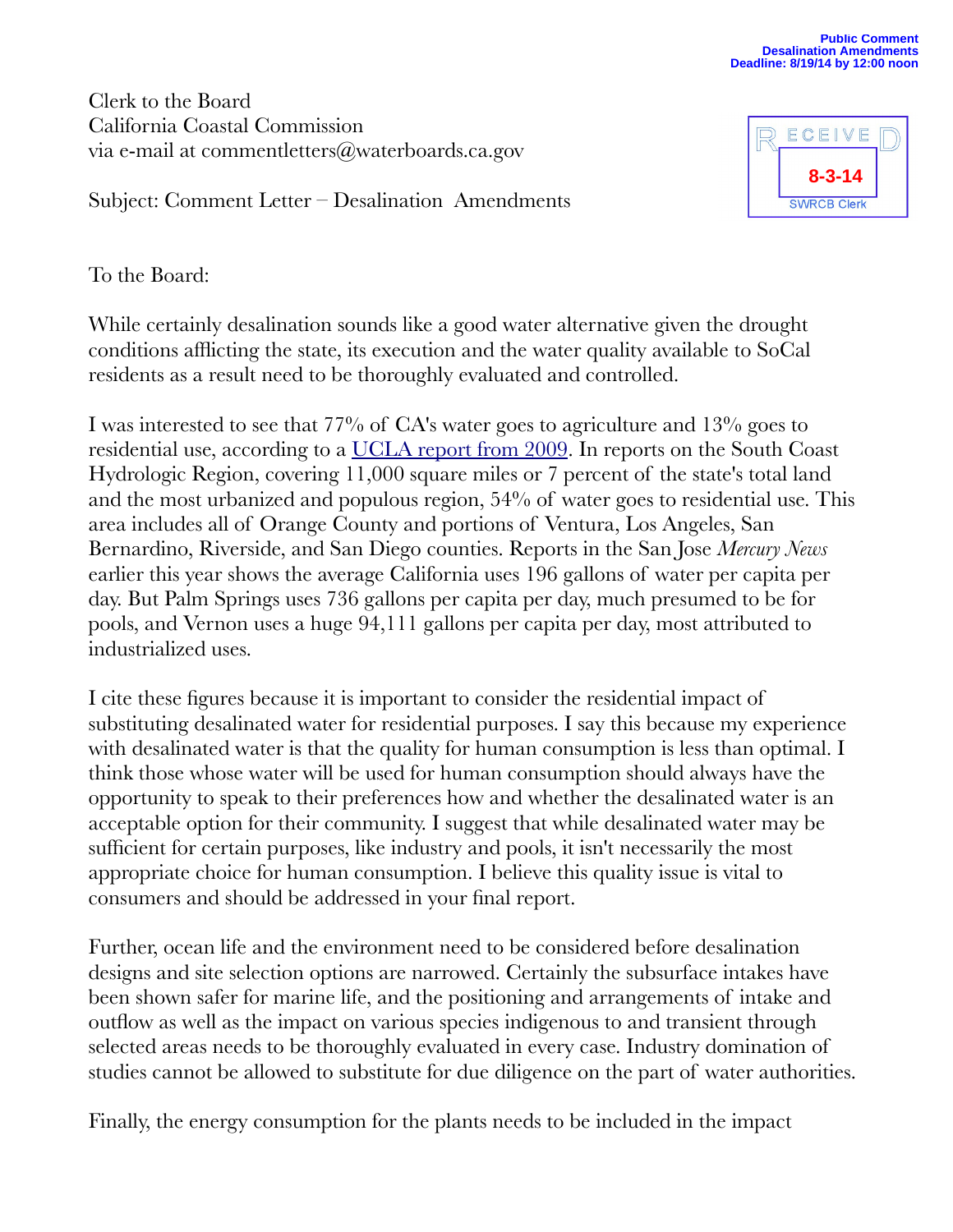Public Comment
Desalination Amendments
Deadline: 8/19/14 by 12:00 noon

RECEIVED
8-3-14
SWRCB Clerk

Clerk to the Board
California Coastal Commission
via e-mail at commentletters@waterboards.ca.gov

Subject: Comment Letter – Desalination Amendments

To the Board:

While certainly desalination sounds like a good water alternative given the drought conditions afflicting the state, its execution and the water quality available to SoCal residents as a result need to be thoroughly evaluated and controlled.

I was interested to see that 77% of CA's water goes to agriculture and 13% goes to residential use, according to a [UCLA report from 2009](). In reports on the South Coast Hydrologic Region, covering 11,000 square miles or 7 percent of the state's total land and the most urbanized and populous region, 54% of water goes to residential use. This area includes all of Orange County and portions of Ventura, Los Angeles, San Bernardino, Riverside, and San Diego counties. Reports in the San Jose *Mercury News* earlier this year shows the average California uses 196 gallons of water per capita per day. But Palm Springs uses 736 gallons per capita per day, much presumed to be for pools, and Vernon uses a huge 94,111 gallons per capita per day, most attributed to industrialized uses.

I cite these figures because it is important to consider the residential impact of substituting desalinated water for residential purposes. I say this because my experience with desalinated water is that the quality for human consumption is less than optimal. I think those whose water will be used for human consumption should always have the opportunity to speak to their preferences how and whether the desalinated water is an acceptable option for their community. I suggest that while desalinated water may be sufficient for certain purposes, like industry and pools, it isn't necessarily the most appropriate choice for human consumption. I believe this quality issue is vital to consumers and should be addressed in your final report.

Further, ocean life and the environment need to be considered before desalination designs and site selection options are narrowed. Certainly the subsurface intakes have been shown safer for marine life, and the positioning and arrangements of intake and outflow as well as the impact on various species indigenous to and transient through selected areas needs to be thoroughly evaluated in every case. Industry domination of studies cannot be allowed to substitute for due diligence on the part of water authorities.

Finally, the energy consumption for the plants needs to be included in the impact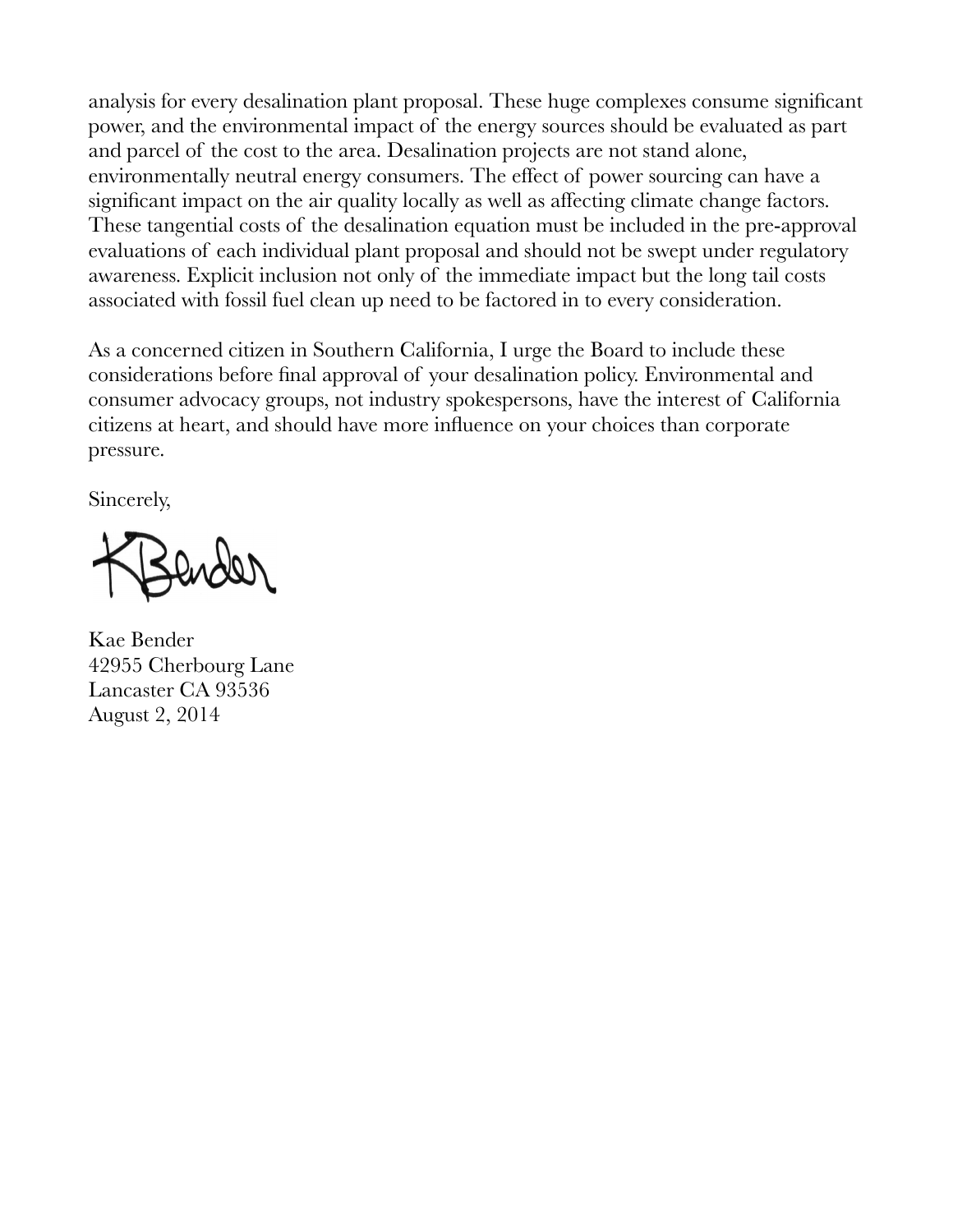analysis for every desalination plant proposal. These huge complexes consume significant power, and the environmental impact of the energy sources should be evaluated as part and parcel of the cost to the area. Desalination projects are not stand alone, environmentally neutral energy consumers. The effect of power sourcing can have a significant impact on the air quality locally as well as affecting climate change factors. These tangential costs of the desalination equation must be included in the pre-approval evaluations of each individual plant proposal and should not be swept under regulatory awareness. Explicit inclusion not only of the immediate impact but the long tail costs associated with fossil fuel clean up need to be factored in to every consideration.

As a concerned citizen in Southern California, I urge the Board to include these considerations before final approval of your desalination policy. Environmental and consumer advocacy groups, not industry spokespersons, have the interest of California citizens at heart, and should have more influence on your choices than corporate pressure.

Sincerely,

KBender

Kae Bender
42955 Cherbourg Lane
Lancaster CA 93536
August 2, 2014